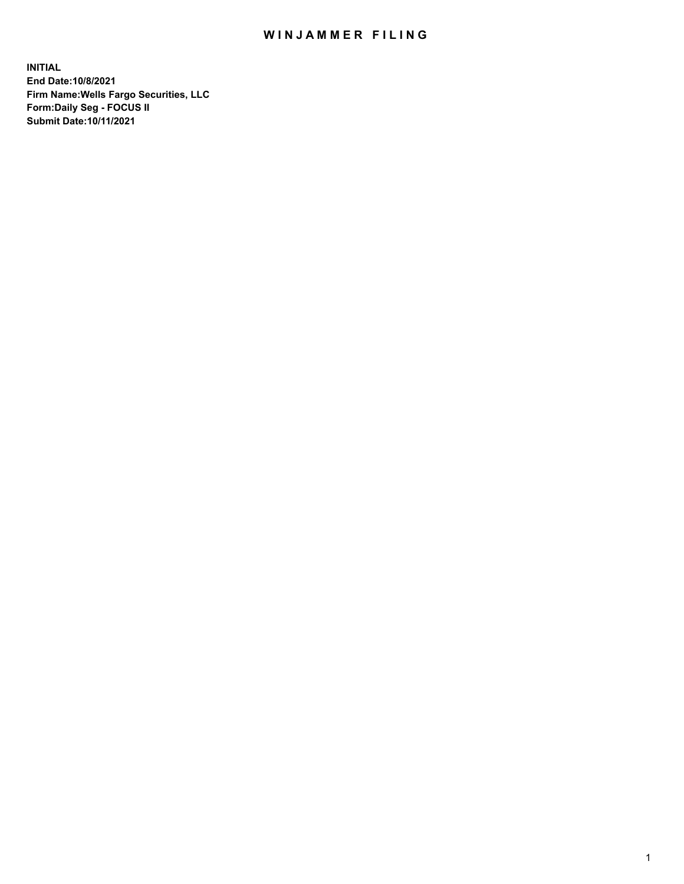# WINJAMMER FILING

**INITIAL**
**End Date:10/8/2021**
**Firm Name:Wells Fargo Securities, LLC**
**Form:Daily Seg - FOCUS II**
**Submit Date:10/11/2021**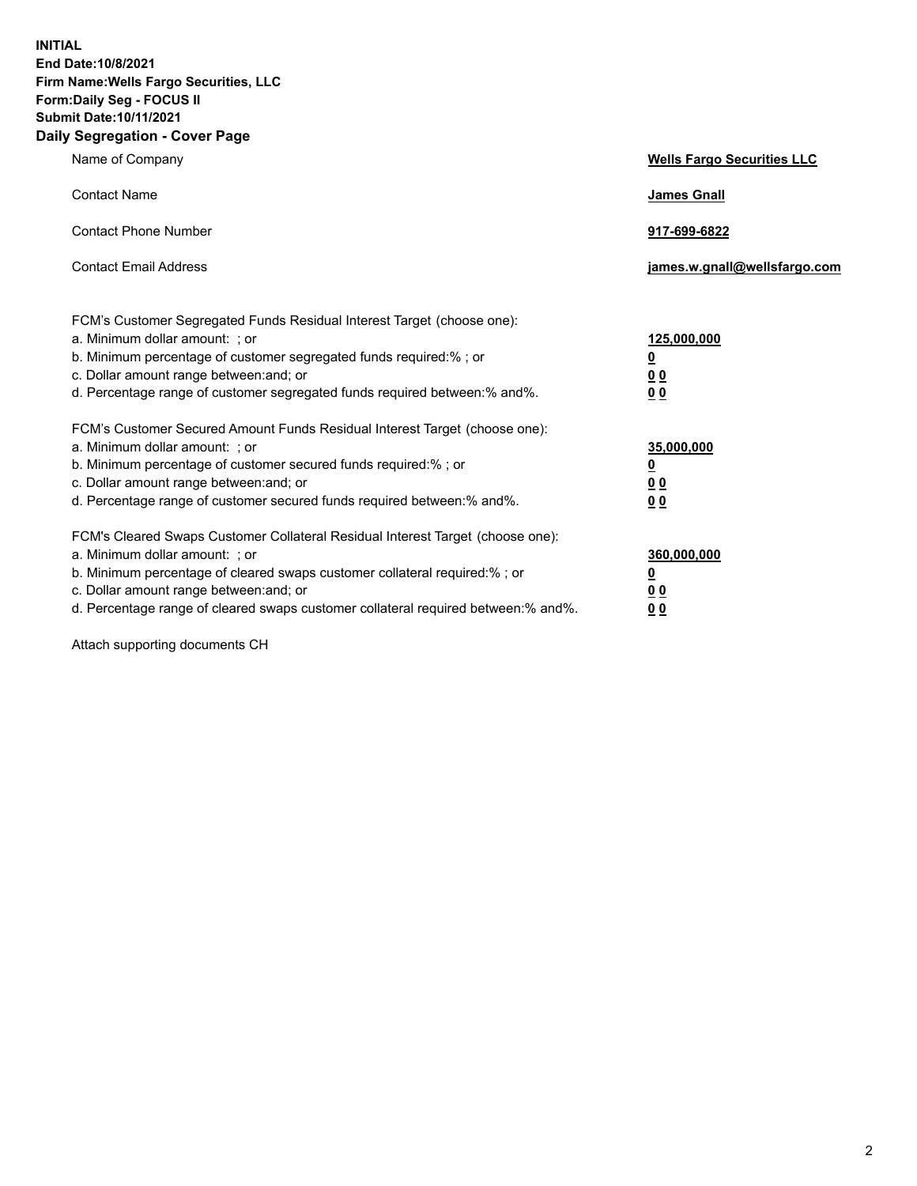**INITIAL**
**End Date:10/8/2021**
**Firm Name:Wells Fargo Securities, LLC**
**Form:Daily Seg - FOCUS II**
**Submit Date:10/11/2021**

## Daily Segregation - Cover Page

| | |
|---|---|
| Name of Company | **Wells Fargo Securities LLC** |
| Contact Name | **James Gnall** |
| Contact Phone Number | **917-699-6822** |
| Contact Email Address | **james.w.gnall@wellsfargo.com** |

| | |
|---|---|
| FCM's Customer Segregated Funds Residual Interest Target (choose one): | |
| a. Minimum dollar amount: ; or | **125,000,000** |
| b. Minimum percentage of customer segregated funds required:% ; or | **0** |
| c. Dollar amount range between:and; or | **0 0** |
| d. Percentage range of customer segregated funds required between:% and%. | **0 0** |
| FCM's Customer Secured Amount Funds Residual Interest Target (choose one): | |
| a. Minimum dollar amount: ; or | **35,000,000** |
| b. Minimum percentage of customer secured funds required:% ; or | **0** |
| c. Dollar amount range between:and; or | **0 0** |
| d. Percentage range of customer secured funds required between:% and%. | **0 0** |
| FCM's Cleared Swaps Customer Collateral Residual Interest Target (choose one): | |
| a. Minimum dollar amount: ; or | **360,000,000** |
| b. Minimum percentage of cleared swaps customer collateral required:% ; or | **0** |
| c. Dollar amount range between:and; or | **0 0** |
| d. Percentage range of cleared swaps customer collateral required between:% and%. | **0 0** |

Attach supporting documents CH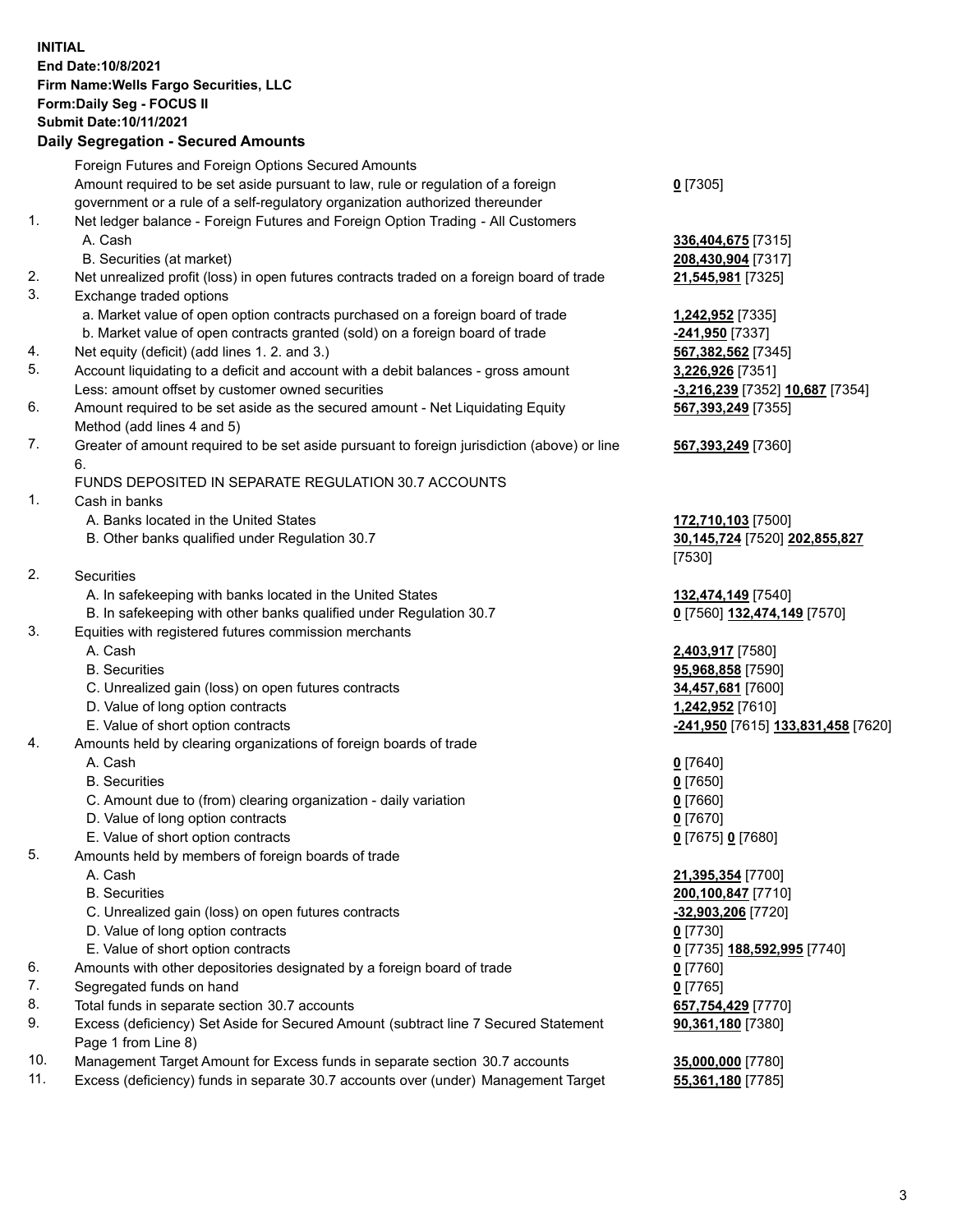**INITIAL**
**End Date:10/8/2021**
**Firm Name:Wells Fargo Securities, LLC**
**Form:Daily Seg - FOCUS II**
**Submit Date:10/11/2021**

## Daily Segregation - Secured Amounts

| | | |
|---|---|---|
| | Foreign Futures and Foreign Options Secured Amounts | |
| | Amount required to be set aside pursuant to law, rule or regulation of a foreign government or a rule of a self-regulatory organization authorized thereunder | **0** [7305] |
| 1. | Net ledger balance - Foreign Futures and Foreign Option Trading - All Customers | |
| | A. Cash | **336,404,675** [7315] |
| | B. Securities (at market) | **208,430,904** [7317] |
| 2. | Net unrealized profit (loss) in open futures contracts traded on a foreign board of trade | **21,545,981** [7325] |
| 3. | Exchange traded options | |
| | a. Market value of open option contracts purchased on a foreign board of trade | **1,242,952** [7335] |
| | b. Market value of open contracts granted (sold) on a foreign board of trade | **-241,950** [7337] |
| 4. | Net equity (deficit) (add lines 1. 2. and 3.) | **567,382,562** [7345] |
| 5. | Account liquidating to a deficit and account with a debit balances - gross amount | **3,226,926** [7351] |
| | Less: amount offset by customer owned securities | **-3,216,239** [7352] **10,687** [7354] |
| 6. | Amount required to be set aside as the secured amount - Net Liquidating Equity Method (add lines 4 and 5) | **567,393,249** [7355] |
| 7. | Greater of amount required to be set aside pursuant to foreign jurisdiction (above) or line 6. | **567,393,249** [7360] |
| | FUNDS DEPOSITED IN SEPARATE REGULATION 30.7 ACCOUNTS | |
| 1. | Cash in banks | |
| | A. Banks located in the United States | **172,710,103** [7500] |
| | B. Other banks qualified under Regulation 30.7 | **30,145,724** [7520] **202,855,827** [7530] |
| 2. | Securities | |
| | A. In safekeeping with banks located in the United States | **132,474,149** [7540] |
| | B. In safekeeping with other banks qualified under Regulation 30.7 | **0** [7560] **132,474,149** [7570] |
| 3. | Equities with registered futures commission merchants | |
| | A. Cash | **2,403,917** [7580] |
| | B. Securities | **95,968,858** [7590] |
| | C. Unrealized gain (loss) on open futures contracts | **34,457,681** [7600] |
| | D. Value of long option contracts | **1,242,952** [7610] |
| | E. Value of short option contracts | **-241,950** [7615] **133,831,458** [7620] |
| 4. | Amounts held by clearing organizations of foreign boards of trade | |
| | A. Cash | **0** [7640] |
| | B. Securities | **0** [7650] |
| | C. Amount due to (from) clearing organization - daily variation | **0** [7660] |
| | D. Value of long option contracts | **0** [7670] |
| | E. Value of short option contracts | **0** [7675] **0** [7680] |
| 5. | Amounts held by members of foreign boards of trade | |
| | A. Cash | **21,395,354** [7700] |
| | B. Securities | **200,100,847** [7710] |
| | C. Unrealized gain (loss) on open futures contracts | **-32,903,206** [7720] |
| | D. Value of long option contracts | **0** [7730] |
| | E. Value of short option contracts | **0** [7735] **188,592,995** [7740] |
| 6. | Amounts with other depositories designated by a foreign board of trade | **0** [7760] |
| 7. | Segregated funds on hand | **0** [7765] |
| 8. | Total funds in separate section 30.7 accounts | **657,754,429** [7770] |
| 9. | Excess (deficiency) Set Aside for Secured Amount (subtract line 7 Secured Statement Page 1 from Line 8) | **90,361,180** [7380] |
| 10. | Management Target Amount for Excess funds in separate section 30.7 accounts | **35,000,000** [7780] |
| 11. | Excess (deficiency) funds in separate 30.7 accounts over (under) Management Target | **55,361,180** [7785] |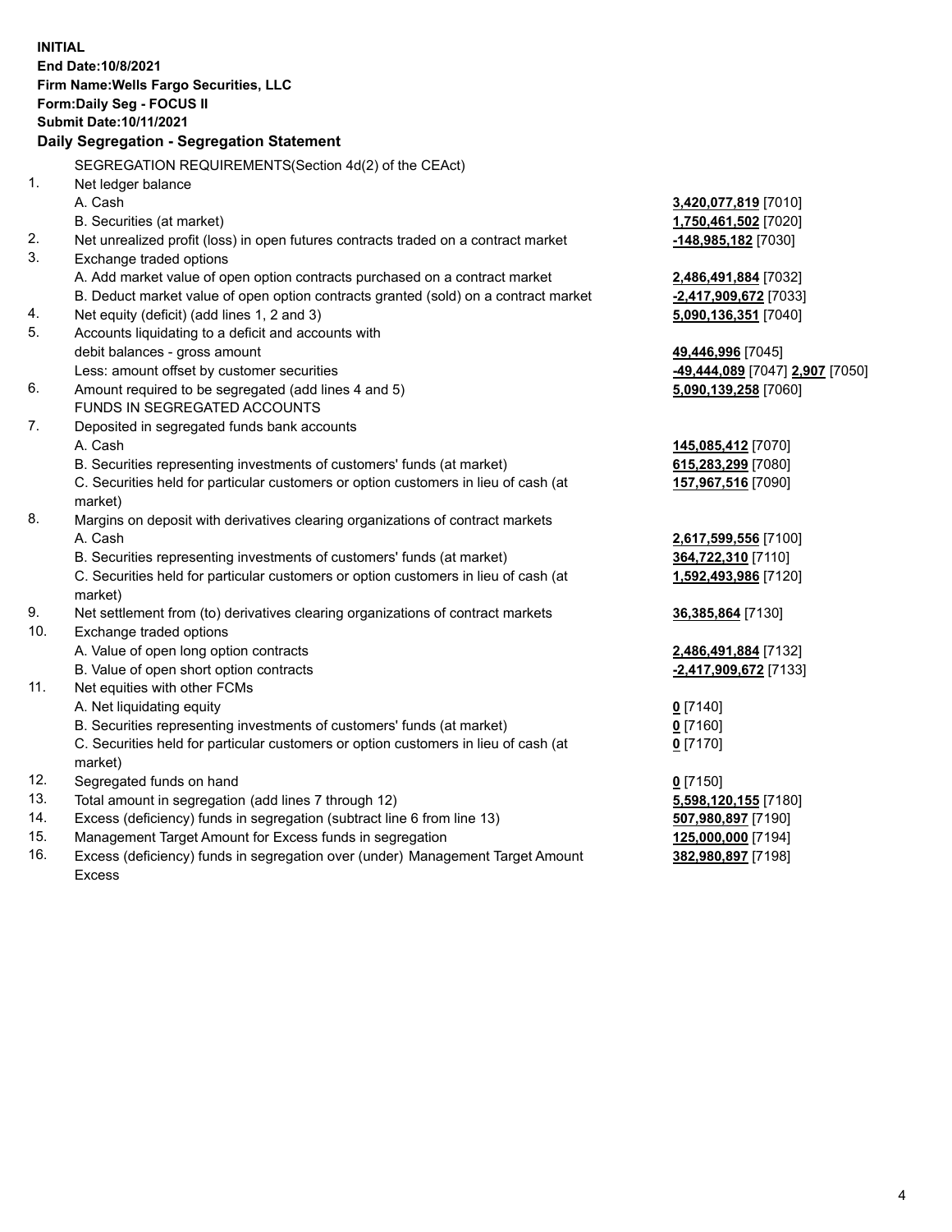**INITIAL**
**End Date:10/8/2021**
**Firm Name:Wells Fargo Securities, LLC**
**Form:Daily Seg - FOCUS II**
**Submit Date:10/11/2021**

## Daily Segregation - Segregation Statement

SEGREGATION REQUIREMENTS(Section 4d(2) of the CEAct)

| | | |
|---|---|---|
| 1. | Net ledger balance | |
| | A. Cash | **3,420,077,819** [7010] |
| | B. Securities (at market) | **1,750,461,502** [7020] |
| 2. | Net unrealized profit (loss) in open futures contracts traded on a contract market | **-148,985,182** [7030] |
| 3. | Exchange traded options | |
| | A. Add market value of open option contracts purchased on a contract market | **2,486,491,884** [7032] |
| | B. Deduct market value of open option contracts granted (sold) on a contract market | **-2,417,909,672** [7033] |
| 4. | Net equity (deficit) (add lines 1, 2 and 3) | **5,090,136,351** [7040] |
| 5. | Accounts liquidating to a deficit and accounts with | |
| | debit balances - gross amount | **49,446,996** [7045] |
| | Less: amount offset by customer securities | **-49,444,089** [7047] **2,907** [7050] |
| 6. | Amount required to be segregated (add lines 4 and 5) | **5,090,139,258** [7060] |
| | FUNDS IN SEGREGATED ACCOUNTS | |
| 7. | Deposited in segregated funds bank accounts | |
| | A. Cash | **145,085,412** [7070] |
| | B. Securities representing investments of customers' funds (at market) | **615,283,299** [7080] |
| | C. Securities held for particular customers or option customers in lieu of cash (at market) | **157,967,516** [7090] |
| 8. | Margins on deposit with derivatives clearing organizations of contract markets | |
| | A. Cash | **2,617,599,556** [7100] |
| | B. Securities representing investments of customers' funds (at market) | **364,722,310** [7110] |
| | C. Securities held for particular customers or option customers in lieu of cash (at market) | **1,592,493,986** [7120] |
| 9. | Net settlement from (to) derivatives clearing organizations of contract markets | **36,385,864** [7130] |
| 10. | Exchange traded options | |
| | A. Value of open long option contracts | **2,486,491,884** [7132] |
| | B. Value of open short option contracts | **-2,417,909,672** [7133] |
| 11. | Net equities with other FCMs | |
| | A. Net liquidating equity | **0** [7140] |
| | B. Securities representing investments of customers' funds (at market) | **0** [7160] |
| | C. Securities held for particular customers or option customers in lieu of cash (at market) | **0** [7170] |
| 12. | Segregated funds on hand | **0** [7150] |
| 13. | Total amount in segregation (add lines 7 through 12) | **5,598,120,155** [7180] |
| 14. | Excess (deficiency) funds in segregation (subtract line 6 from line 13) | **507,980,897** [7190] |
| 15. | Management Target Amount for Excess funds in segregation | **125,000,000** [7194] |
| 16. | Excess (deficiency) funds in segregation over (under) Management Target Amount Excess | **382,980,897** [7198] |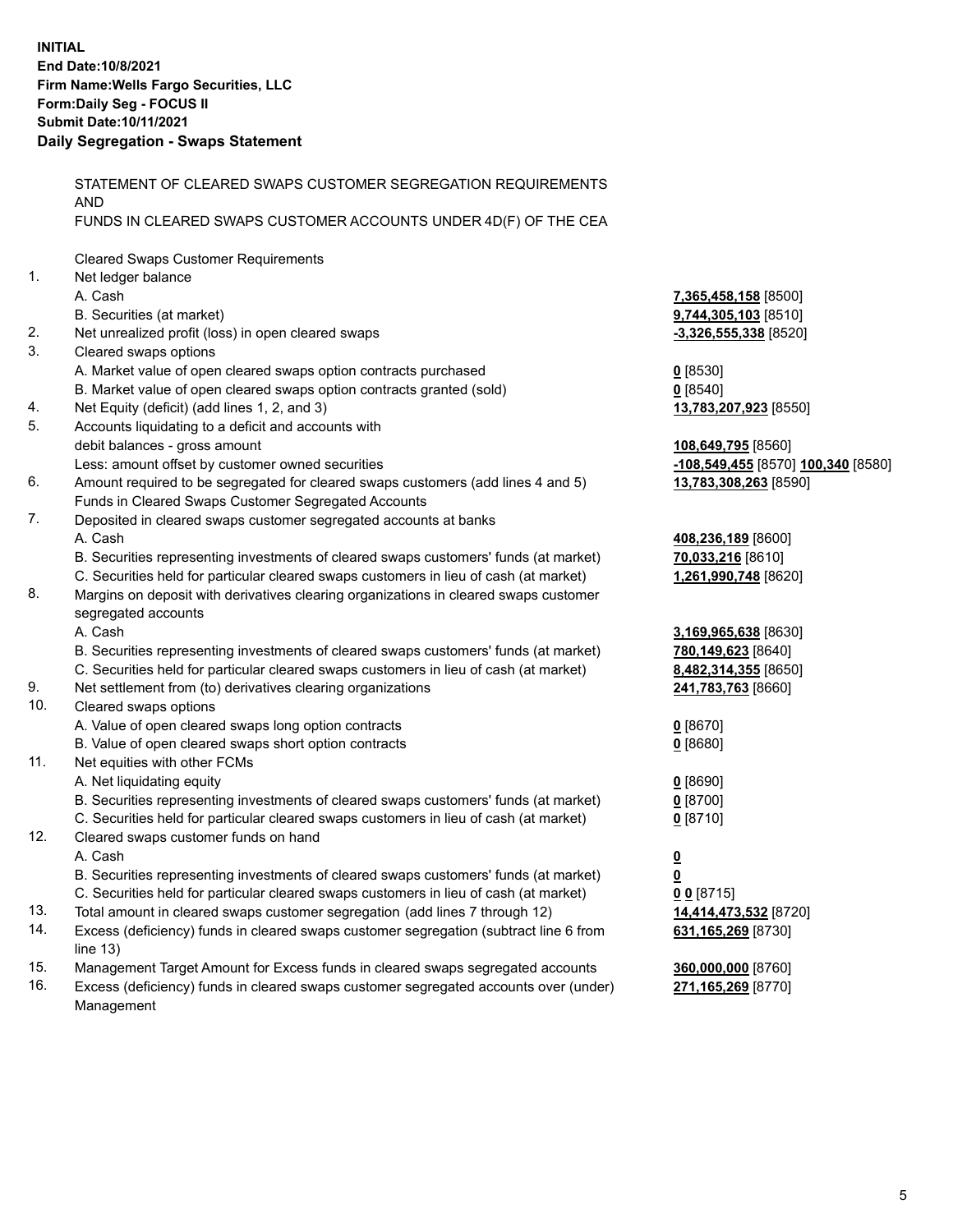**INITIAL**
**End Date:10/8/2021**
**Firm Name:Wells Fargo Securities, LLC**
**Form:Daily Seg - FOCUS II**
**Submit Date:10/11/2021**
**Daily Segregation - Swaps Statement**

STATEMENT OF CLEARED SWAPS CUSTOMER SEGREGATION REQUIREMENTS AND
FUNDS IN CLEARED SWAPS CUSTOMER ACCOUNTS UNDER 4D(F) OF THE CEA

| | | |
|---|---|---|
| | Cleared Swaps Customer Requirements | |
| 1. | Net ledger balance | |
| | A. Cash | **7,365,458,158** [8500] |
| | B. Securities (at market) | **9,744,305,103** [8510] |
| 2. | Net unrealized profit (loss) in open cleared swaps | **-3,326,555,338** [8520] |
| 3. | Cleared swaps options | |
| | A. Market value of open cleared swaps option contracts purchased | **0** [8530] |
| | B. Market value of open cleared swaps option contracts granted (sold) | **0** [8540] |
| 4. | Net Equity (deficit) (add lines 1, 2, and 3) | **13,783,207,923** [8550] |
| 5. | Accounts liquidating to a deficit and accounts with debit balances - gross amount | **108,649,795** [8560] |
| | Less: amount offset by customer owned securities | **-108,549,455** [8570] **100,340** [8580] |
| 6. | Amount required to be segregated for cleared swaps customers (add lines 4 and 5) | **13,783,308,263** [8590] |
| | Funds in Cleared Swaps Customer Segregated Accounts | |
| 7. | Deposited in cleared swaps customer segregated accounts at banks | |
| | A. Cash | **408,236,189** [8600] |
| | B. Securities representing investments of cleared swaps customers' funds (at market) | **70,033,216** [8610] |
| | C. Securities held for particular cleared swaps customers in lieu of cash (at market) | **1,261,990,748** [8620] |
| 8. | Margins on deposit with derivatives clearing organizations in cleared swaps customer segregated accounts | |
| | A. Cash | **3,169,965,638** [8630] |
| | B. Securities representing investments of cleared swaps customers' funds (at market) | **780,149,623** [8640] |
| | C. Securities held for particular cleared swaps customers in lieu of cash (at market) | **8,482,314,355** [8650] |
| 9. | Net settlement from (to) derivatives clearing organizations | **241,783,763** [8660] |
| 10. | Cleared swaps options | |
| | A. Value of open cleared swaps long option contracts | **0** [8670] |
| | B. Value of open cleared swaps short option contracts | **0** [8680] |
| 11. | Net equities with other FCMs | |
| | A. Net liquidating equity | **0** [8690] |
| | B. Securities representing investments of cleared swaps customers' funds (at market) | **0** [8700] |
| | C. Securities held for particular cleared swaps customers in lieu of cash (at market) | **0** [8710] |
| 12. | Cleared swaps customer funds on hand | |
| | A. Cash | **0** |
| | B. Securities representing investments of cleared swaps customers' funds (at market) | **0** |
| | C. Securities held for particular cleared swaps customers in lieu of cash (at market) | **0** **0** [8715] |
| 13. | Total amount in cleared swaps customer segregation (add lines 7 through 12) | **14,414,473,532** [8720] |
| 14. | Excess (deficiency) funds in cleared swaps customer segregation (subtract line 6 from line 13) | **631,165,269** [8730] |
| 15. | Management Target Amount for Excess funds in cleared swaps segregated accounts | **360,000,000** [8760] |
| 16. | Excess (deficiency) funds in cleared swaps customer segregated accounts over (under) Management | **271,165,269** [8770] |